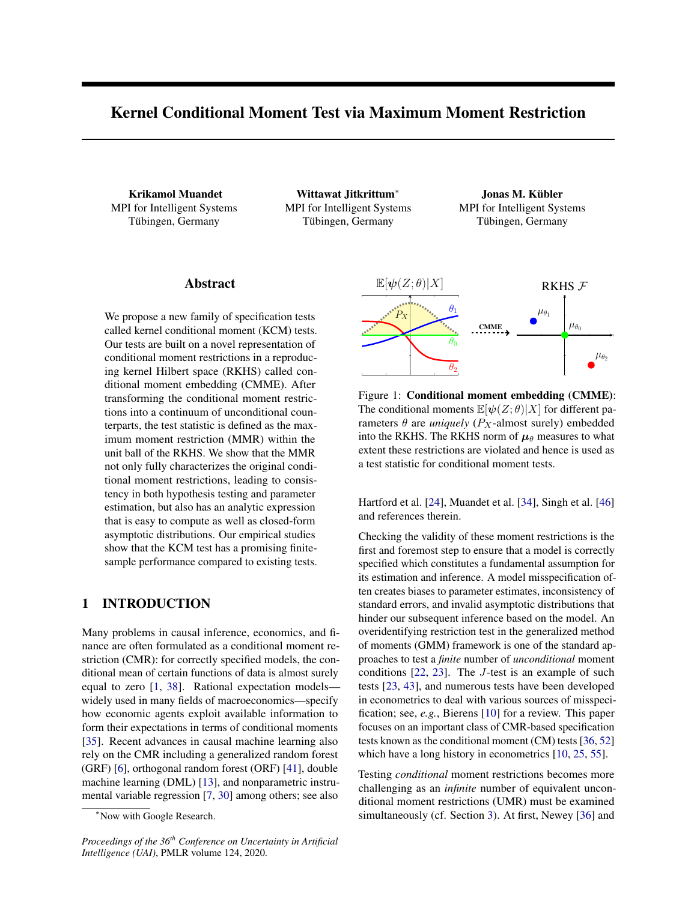# Kernel Conditional Moment Test via Maximum Moment Restriction

**Krikamol Muandet**
MPI for Intelligent Systems
Tübingen, Germany

**Wittawat Jitkrittum**[*]
MPI for Intelligent Systems
Tübingen, Germany

**Jonas M. Kübler**
MPI for Intelligent Systems
Tübingen, Germany

## Abstract

We propose a new family of specification tests called kernel conditional moment (KCM) tests. Our tests are built on a novel representation of conditional moment restrictions in a reproducing kernel Hilbert space (RKHS) called conditional moment embedding (CMME). After transforming the conditional moment restrictions into a continuum of unconditional counterparts, the test statistic is defined as the maximum moment restriction (MMR) within the unit ball of the RKHS. We show that the MMR not only fully characterizes the original conditional moment restrictions, leading to consistency in both hypothesis testing and parameter estimation, but also has an analytic expression that is easy to compute as well as closed-form asymptotic distributions. Our empirical studies show that the KCM test has a promising finite-sample performance compared to existing tests.

## 1 INTRODUCTION

Many problems in causal inference, economics, and finance are often formulated as a conditional moment restriction (CMR): for correctly specified models, the conditional mean of certain functions of data is almost surely equal to zero [1, 38]. Rational expectation models—widely used in many fields of macroeconomics—specify how economic agents exploit available information to form their expectations in terms of conditional moments [35]. Recent advances in causal machine learning also rely on the CMR including a generalized random forest (GRF) [6], orthogonal random forest (ORF) [41], double machine learning (DML) [13], and nonparametric instrumental variable regression [7, 30] among others; see also Hartford et al. [24], Muandet et al. [34], Singh et al. [46] and references therein.

Figure 1: **Conditional moment embedding (CMME)**: The conditional moments $\mathbb{E}[\boldsymbol{\psi}(Z;\theta)|X]$ for different parameters $\theta$ are *uniquely* ($P_X$-almost surely) embedded into the RKHS. The RKHS norm of $\boldsymbol{\mu}_\theta$ measures to what extent these restrictions are violated and hence is used as a test statistic for conditional moment tests.

Checking the validity of these moment restrictions is the first and foremost step to ensure that a model is correctly specified which constitutes a fundamental assumption for its estimation and inference. A model misspecification often creates biases to parameter estimates, inconsistency of standard errors, and invalid asymptotic distributions that hinder our subsequent inference based on the model. An overidentifying restriction test in the generalized method of moments (GMM) framework is one of the standard approaches to test a *finite* number of *unconditional* moment conditions [22, 23]. The $J$-test is an example of such tests [23, 43], and numerous tests have been developed in econometrics to deal with various sources of misspecification; see, *e.g.*, Bierens [10] for a review. This paper focuses on an important class of CMR-based specification tests known as the conditional moment (CM) tests [36, 52] which have a long history in econometrics [10, 25, 55].

Testing *conditional* moment restrictions becomes more challenging as an *infinite* number of equivalent unconditional moment restrictions (UMR) must be examined simultaneously (cf. Section 3). At first, Newey [36] and

[*] Now with Google Research.

*Proceedings of the 36th Conference on Uncertainty in Artificial Intelligence (UAI)*, PMLR volume 124, 2020.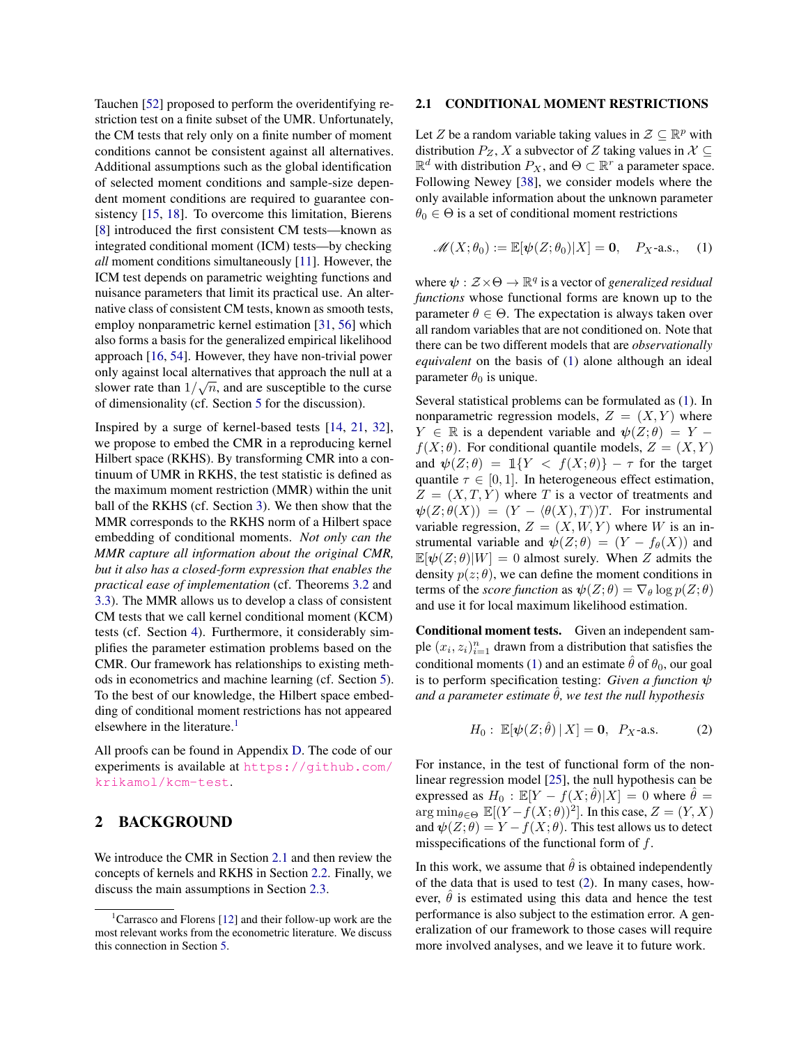Tauchen [52] proposed to perform the overidentifying restriction test on a finite subset of the UMR. Unfortunately, the CM tests that rely only on a finite number of moment conditions cannot be consistent against all alternatives. Additional assumptions such as the global identification of selected moment conditions and sample-size dependent moment conditions are required to guarantee consistency [15, 18]. To overcome this limitation, Bierens [8] introduced the first consistent CM tests—known as integrated conditional moment (ICM) tests—by checking *all* moment conditions simultaneously [11]. However, the ICM test depends on parametric weighting functions and nuisance parameters that limit its practical use. An alternative class of consistent CM tests, known as smooth tests, employ nonparametric kernel estimation [31, 56] which also forms a basis for the generalized empirical likelihood approach [16, 54]. However, they have non-trivial power only against local alternatives that approach the null at a slower rate than $1/\sqrt{n}$, and are susceptible to the curse of dimensionality (cf. Section 5 for the discussion).

Inspired by a surge of kernel-based tests [14, 21, 32], we propose to embed the CMR in a reproducing kernel Hilbert space (RKHS). By transforming CMR into a continuum of UMR in RKHS, the test statistic is defined as the maximum moment restriction (MMR) within the unit ball of the RKHS (cf. Section 3). We then show that the MMR corresponds to the RKHS norm of a Hilbert space embedding of conditional moments. *Not only can the MMR capture all information about the original CMR, but it also has a closed-form expression that enables the practical ease of implementation* (cf. Theorems 3.2 and 3.3). The MMR allows us to develop a class of consistent CM tests that we call kernel conditional moment (KCM) tests (cf. Section 4). Furthermore, it considerably simplifies the parameter estimation problems based on the CMR. Our framework has relationships to existing methods in econometrics and machine learning (cf. Section 5). To the best of our knowledge, the Hilbert space embedding of conditional moment restrictions has not appeared elsewhere in the literature.[1]

All proofs can be found in Appendix D. The code of our experiments is available at https://github.com/krikamol/kcm-test.

## 2 BACKGROUND

We introduce the CMR in Section 2.1 and then review the concepts of kernels and RKHS in Section 2.2. Finally, we discuss the main assumptions in Section 2.3.

[1] Carrasco and Florens [12] and their follow-up work are the most relevant works from the econometric literature. We discuss this connection in Section 5.

### 2.1 CONDITIONAL MOMENT RESTRICTIONS

Let $Z$ be a random variable taking values in $\mathcal{Z} \subseteq \mathbb{R}^p$ with distribution $P_Z$, $X$ a subvector of $Z$ taking values in $\mathcal{X} \subseteq \mathbb{R}^d$ with distribution $P_X$, and $\Theta \subset \mathbb{R}^r$ a parameter space. Following Newey [38], we consider models where the only available information about the unknown parameter $\theta_0 \in \Theta$ is a set of conditional moment restrictions

$$\mathscr{M}(X;\theta_0) := \mathbb{E}[\boldsymbol{\psi}(Z;\theta_0)|X] = \mathbf{0}, \quad P_X\text{-a.s.,} \qquad (1)$$

where $\boldsymbol{\psi} : \mathcal{Z} \times \Theta \to \mathbb{R}^q$ is a vector of *generalized residual functions* whose functional forms are known up to the parameter $\theta \in \Theta$. The expectation is always taken over all random variables that are not conditioned on. Note that there can be two different models that are *observationally equivalent* on the basis of (1) alone although an ideal parameter $\theta_0$ is unique.

Several statistical problems can be formulated as (1). In nonparametric regression models, $Z = (X, Y)$ where $Y \in \mathbb{R}$ is a dependent variable and $\boldsymbol{\psi}(Z;\theta) = Y - f(X;\theta)$. For conditional quantile models, $Z = (X, Y)$ and $\boldsymbol{\psi}(Z;\theta) = \mathbb{1}\{Y < f(X;\theta)\} - \tau$ for the target quantile $\tau \in [0, 1]$. In heterogeneous effect estimation, $Z = (X, T, Y)$ where $T$ is a vector of treatments and $\boldsymbol{\psi}(Z;\theta(X)) = (Y - \langle \theta(X), T\rangle)T$. For instrumental variable regression, $Z = (X, W, Y)$ where $W$ is an instrumental variable and $\boldsymbol{\psi}(Z;\theta) = (Y - f_\theta(X))$ and $\mathbb{E}[\boldsymbol{\psi}(Z;\theta)|W] = 0$ almost surely. When $Z$ admits the density $p(z;\theta)$, we can define the moment conditions in terms of the *score function* as $\boldsymbol{\psi}(Z;\theta) = \nabla_\theta \log p(Z;\theta)$ and use it for local maximum likelihood estimation.

**Conditional moment tests.** Given an independent sample $(x_i, z_i)_{i=1}^n$ drawn from a distribution that satisfies the conditional moments (1) and an estimate $\hat{\theta}$ of $\theta_0$, our goal is to perform specification testing: *Given a function $\boldsymbol{\psi}$ and a parameter estimate $\hat{\theta}$, we test the null hypothesis*

$$H_0 : \ \mathbb{E}[\boldsymbol{\psi}(Z;\hat{\theta}) \,|\, X] = \mathbf{0}, \ \ P_X\text{-a.s.} \qquad (2)$$

For instance, in the test of functional form of the nonlinear regression model [25], the null hypothesis can be expressed as $H_0 : \mathbb{E}[Y - f(X;\hat{\theta})|X] = 0$ where $\hat{\theta} = \arg\min_{\theta\in\Theta} \mathbb{E}[(Y - f(X;\theta))^2]$. In this case, $Z = (Y, X)$ and $\boldsymbol{\psi}(Z;\theta) = Y - f(X;\theta)$. This test allows us to detect misspecifications of the functional form of $f$.

In this work, we assume that $\hat{\theta}$ is obtained independently of the data that is used to test (2). In many cases, however, $\hat{\theta}$ is estimated using this data and hence the test performance is also subject to the estimation error. A generalization of our framework to those cases will require more involved analyses, and we leave it to future work.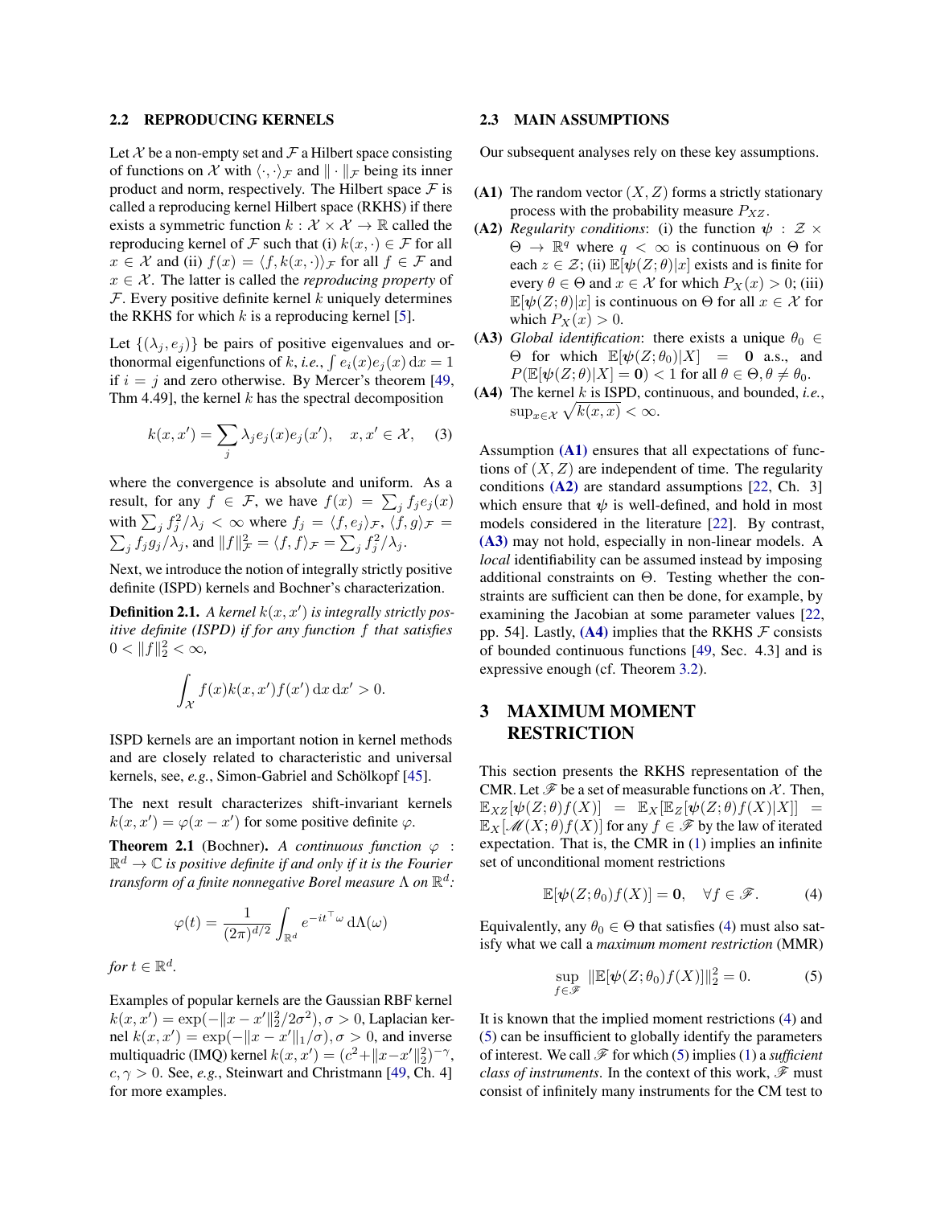### 2.2 REPRODUCING KERNELS

Let $\mathcal{X}$ be a non-empty set and $\mathcal{F}$ a Hilbert space consisting of functions on $\mathcal{X}$ with $\langle\cdot,\cdot\rangle_{\mathcal{F}}$ and $\|\cdot\|_{\mathcal{F}}$ being its inner product and norm, respectively. The Hilbert space $\mathcal{F}$ is called a reproducing kernel Hilbert space (RKHS) if there exists a symmetric function $k : \mathcal{X}\times\mathcal{X}\to\mathbb{R}$ called the reproducing kernel of $\mathcal{F}$ such that (i) $k(x,\cdot)\in\mathcal{F}$ for all $x\in\mathcal{X}$ and (ii) $f(x) = \langle f, k(x,\cdot)\rangle_{\mathcal{F}}$ for all $f\in\mathcal{F}$ and $x\in\mathcal{X}$. The latter is called the *reproducing property* of $\mathcal{F}$. Every positive definite kernel $k$ uniquely determines the RKHS for which $k$ is a reproducing kernel [5].

Let $\{(\lambda_j, e_j)\}$ be pairs of positive eigenvalues and orthonormal eigenfunctions of $k$, *i.e.*, $\int e_i(x)e_j(x)\,\mathrm{d}x = 1$ if $i = j$ and zero otherwise. By Mercer's theorem [49, Thm 4.49], the kernel $k$ has the spectral decomposition

$$k(x,x') = \sum_j \lambda_j e_j(x)e_j(x'), \quad x,x'\in\mathcal{X}, \tag{3}$$

where the convergence is absolute and uniform. As a result, for any $f\in\mathcal{F}$, we have $f(x) = \sum_j f_j e_j(x)$ with $\sum_j f_j^2/\lambda_j < \infty$ where $f_j = \langle f, e_j\rangle_{\mathcal{F}}$, $\langle f, g\rangle_{\mathcal{F}} = \sum_j f_j g_j/\lambda_j$, and $\|f\|^2_{\mathcal{F}} = \langle f, f\rangle_{\mathcal{F}} = \sum_j f_j^2/\lambda_j$.

Next, we introduce the notion of integrally strictly positive definite (ISPD) kernels and Bochner's characterization.

**Definition 2.1.** *A kernel $k(x,x')$ is integrally strictly positive definite (ISPD) if for any function $f$ that satisfies $0 < \|f\|_2^2 < \infty$,*

$$\int_{\mathcal{X}} f(x)k(x,x')f(x')\,\mathrm{d}x\,\mathrm{d}x' > 0.$$

ISPD kernels are an important notion in kernel methods and are closely related to characteristic and universal kernels, see, *e.g.*, Simon-Gabriel and Schölkopf [45].

The next result characterizes shift-invariant kernels $k(x,x') = \varphi(x - x')$ for some positive definite $\varphi$.

**Theorem 2.1** (Bochner). *A continuous function $\varphi : \mathbb{R}^d\to\mathbb{C}$ is positive definite if and only if it is the Fourier transform of a finite nonnegative Borel measure $\Lambda$ on $\mathbb{R}^d$:*

$$\varphi(t) = \frac{1}{(2\pi)^{d/2}}\int_{\mathbb{R}^d} e^{-it^\top\omega}\,\mathrm{d}\Lambda(\omega)$$

*for $t\in\mathbb{R}^d$.*

Examples of popular kernels are the Gaussian RBF kernel $k(x,x') = \exp(-\|x-x'\|_2^2/2\sigma^2), \sigma > 0$, Laplacian kernel $k(x,x') = \exp(-\|x-x'\|_1/\sigma), \sigma > 0$, and inverse multiquadric (IMQ) kernel $k(x,x') = (c^2 + \|x-x'\|_2^2)^{-\gamma}$, $c,\gamma > 0$. See, *e.g.*, Steinwart and Christmann [49, Ch. 4] for more examples.

### 2.3 MAIN ASSUMPTIONS

Our subsequent analyses rely on these key assumptions.

- **(A1)** The random vector $(X,Z)$ forms a strictly stationary process with the probability measure $P_{XZ}$.
- **(A2)** *Regularity conditions*: (i) the function $\boldsymbol{\psi} : \mathcal{Z}\times\Theta\to\mathbb{R}^q$ where $q<\infty$ is continuous on $\Theta$ for each $z\in\mathcal{Z}$; (ii) $\mathbb{E}[\boldsymbol{\psi}(Z;\theta)|x]$ exists and is finite for every $\theta\in\Theta$ and $x\in\mathcal{X}$ for which $P_X(x) > 0$; (iii) $\mathbb{E}[\boldsymbol{\psi}(Z;\theta)|x]$ is continuous on $\Theta$ for all $x\in\mathcal{X}$ for which $P_X(x) > 0$.
- **(A3)** *Global identification*: there exists a unique $\theta_0\in\Theta$ for which $\mathbb{E}[\boldsymbol{\psi}(Z;\theta_0)|X] = \mathbf{0}$ a.s., and $P(\mathbb{E}[\boldsymbol{\psi}(Z;\theta)|X] = \mathbf{0}) < 1$ for all $\theta\in\Theta, \theta\neq\theta_0$.
- **(A4)** The kernel $k$ is ISPD, continuous, and bounded, *i.e.*, $\sup_{x\in\mathcal{X}}\sqrt{k(x,x)} < \infty$.

Assumption **(A1)** ensures that all expectations of functions of $(X,Z)$ are independent of time. The regularity conditions **(A2)** are standard assumptions [22, Ch. 3] which ensure that $\boldsymbol{\psi}$ is well-defined, and hold in most models considered in the literature [22]. By contrast, **(A3)** may not hold, especially in non-linear models. A *local* identifiability can be assumed instead by imposing additional constraints on $\Theta$. Testing whether the constraints are sufficient can then be done, for example, by examining the Jacobian at some parameter values [22, pp. 54]. Lastly, **(A4)** implies that the RKHS $\mathcal{F}$ consists of bounded continuous functions [49, Sec. 4.3] and is expressive enough (cf. Theorem 3.2).

# 3 MAXIMUM MOMENT RESTRICTION

This section presents the RKHS representation of the CMR. Let $\mathscr{F}$ be a set of measurable functions on $\mathcal{X}$. Then, $\mathbb{E}_{XZ}[\boldsymbol{\psi}(Z;\theta)f(X)] = \mathbb{E}_X[\mathbb{E}_Z[\boldsymbol{\psi}(Z;\theta)f(X)|X]] = \mathbb{E}_X[\mathscr{M}(X;\theta)f(X)]$ for any $f\in\mathscr{F}$ by the law of iterated expectation. That is, the CMR in (1) implies an infinite set of unconditional moment restrictions

$$\mathbb{E}[\boldsymbol{\psi}(Z;\theta_0)f(X)] = \mathbf{0}, \quad \forall f\in\mathscr{F}. \tag{4}$$

Equivalently, any $\theta_0\in\Theta$ that satisfies (4) must also satisfy what we call a *maximum moment restriction* (MMR)

$$\sup_{f\in\mathscr{F}}\|\mathbb{E}[\boldsymbol{\psi}(Z;\theta_0)f(X)]\|_2^2 = 0. \tag{5}$$

It is known that the implied moment restrictions (4) and (5) can be insufficient to globally identify the parameters of interest. We call $\mathscr{F}$ for which (5) implies (1) a *sufficient class of instruments*. In the context of this work, $\mathscr{F}$ must consist of infinitely many instruments for the CM test to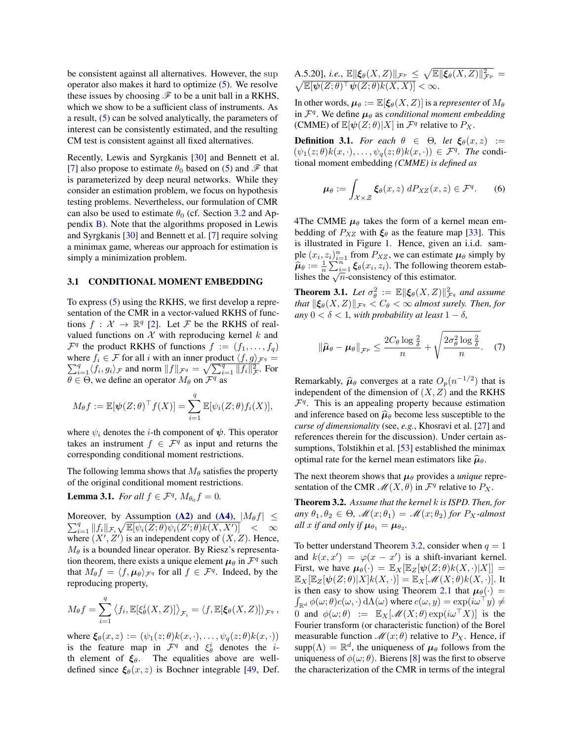be consistent against all alternatives. However, the sup operator also makes it hard to optimize (5). We resolve these issues by choosing $\mathscr{F}$ to be a unit ball in a RKHS, which we show to be a sufficient class of instruments. As a result, (5) can be solved analytically, the parameters of interest can be consistently estimated, and the resulting CM test is consistent against all fixed alternatives.

Recently, Lewis and Syrgkanis [30] and Bennett et al. [7] also propose to estimate $\theta_0$ based on (5) and $\mathscr{F}$ that is parameterized by deep neural networks. While they consider an estimation problem, we focus on hypothesis testing problems. Nevertheless, our formulation of CMR can also be used to estimate $\theta_0$ (cf. Section 3.2 and Appendix B). Note that the algorithms proposed in Lewis and Syrgkanis [30] and Bennett et al. [7] require solving a minimax game, whereas our approach for estimation is simply a minimization problem.

### 3.1 CONDITIONAL MOMENT EMBEDDING

To express (5) using the RKHS, we first develop a representation of the CMR in a vector-valued RKHS of functions $f : \mathcal{X} \to \mathbb{R}^q$ [2]. Let $\mathcal{F}$ be the RKHS of real-valued functions on $\mathcal{X}$ with reproducing kernel $k$ and $\mathcal{F}^q$ the product RKHS of functions $f := (f_1, \ldots, f_q)$ where $f_i \in \mathcal{F}$ for all $i$ with an inner product $\langle f, g\rangle_{\mathcal{F}^q} = \sum_{i=1}^q \langle f_i, g_i\rangle_{\mathcal{F}}$ and norm $\|f\|_{\mathcal{F}^q} = \sqrt{\sum_{i=1}^q \|f_i\|_{\mathcal{F}}^2}$. For $\theta \in \Theta$, we define an operator $M_\theta$ on $\mathcal{F}^q$ as

$$M_\theta f := \mathbb{E}[\boldsymbol{\psi}(Z;\theta)^\top f(X)] = \sum_{i=1}^q \mathbb{E}[\psi_i(Z;\theta) f_i(X)],$$

where $\psi_i$ denotes the $i$-th component of $\boldsymbol{\psi}$. This operator takes an instrument $f \in \mathcal{F}^q$ as input and returns the corresponding conditional moment restrictions.

The following lemma shows that $M_\theta$ satisfies the property of the original conditional moment restrictions.

**Lemma 3.1.** *For all $f \in \mathcal{F}^q$, $M_{\theta_0} f = 0$.*

Moreover, by Assumption **(A2)** and **(A4)**, $|M_\theta f| \leq \sum_{i=1}^q \|f_i\|_{\mathcal{F}_i} \sqrt{\mathbb{E}[\psi_i(Z;\theta)\psi_i(Z';\theta)k(X,X')]} < \infty$ where $(X', Z')$ is an independent copy of $(X, Z)$. Hence, $M_\theta$ is a bounded linear operator. By Riesz's representation theorem, there exists a unique element $\boldsymbol{\mu}_\theta$ in $\mathcal{F}^q$ such that $M_\theta f = \langle f, \boldsymbol{\mu}_\theta\rangle_{\mathcal{F}^q}$ for all $f \in \mathcal{F}^q$. Indeed, by the reproducing property,

$$M_\theta f = \sum_{i=1}^q \left\langle f_i, \mathbb{E}[\xi_\theta^i(X,Z)]\right\rangle_{\mathcal{F}_i} = \left\langle f, \mathbb{E}[\boldsymbol{\xi}_\theta(X,Z)]\right\rangle_{\mathcal{F}^q},$$

where $\boldsymbol{\xi}_\theta(x,z) := (\psi_1(z;\theta)k(x,\cdot), \ldots, \psi_q(z;\theta)k(x,\cdot))$ is the feature map in $\mathcal{F}^q$ and $\xi_\theta^i$ denotes the $i$-th element of $\boldsymbol{\xi}_\theta$. The equalities above are well-defined since $\boldsymbol{\xi}_\theta(x,z)$ is Bochner integrable [49, Def. A.5.20], *i.e.*, $\mathbb{E}\|\boldsymbol{\xi}_\theta(X,Z)\|_{\mathcal{F}^p} \leq \sqrt{\mathbb{E}\|\boldsymbol{\xi}_\theta(X,Z)\|_{\mathcal{F}^p}^2} = \sqrt{\mathbb{E}[\boldsymbol{\psi}(Z;\theta)^\top\boldsymbol{\psi}(Z;\theta)k(X,X)]} < \infty$.

In other words, $\boldsymbol{\mu}_\theta := \mathbb{E}[\boldsymbol{\xi}_\theta(X,Z)]$ is a *representer* of $M_\theta$ in $\mathcal{F}^q$. We define $\boldsymbol{\mu}_\theta$ as *conditional moment embedding* (CMME) of $\mathbb{E}[\boldsymbol{\psi}(Z;\theta)|X]$ in $\mathcal{F}^q$ relative to $P_X$.

**Definition 3.1.** *For each $\theta \in \Theta$, let $\boldsymbol{\xi}_\theta(x,z) := (\psi_1(z;\theta)k(x,\cdot), \ldots, \psi_q(z;\theta)k(x,\cdot)) \in \mathcal{F}^q$. The* conditional moment embedding *(CMME) is defined as*

$$\boldsymbol{\mu}_\theta := \int_{\mathcal{X}\times\mathcal{Z}} \boldsymbol{\xi}_\theta(x,z)\, dP_{XZ}(x,z) \in \mathcal{F}^q. \qquad (6)$$

4The CMME $\boldsymbol{\mu}_\theta$ takes the form of a kernel mean embedding of $P_{XZ}$ with $\boldsymbol{\xi}_\theta$ as the feature map [33]. This is illustrated in Figure 1. Hence, given an i.i.d. sample $(x_i, z_i)_{i=1}^n$ from $P_{XZ}$, we can estimate $\boldsymbol{\mu}_\theta$ simply by $\widehat{\boldsymbol{\mu}}_\theta := \frac{1}{n}\sum_{i=1}^n \boldsymbol{\xi}_\theta(x_i, z_i)$. The following theorem establishes the $\sqrt{n}$-consistency of this estimator.

**Theorem 3.1.** *Let $\sigma_\theta^2 := \mathbb{E}\|\boldsymbol{\xi}_\theta(X,Z)\|_{\mathcal{F}^q}^2$ and assume that $\|\boldsymbol{\xi}_\theta(X,Z)\|_{\mathcal{F}^q} < C_\theta < \infty$ almost surely. Then, for any $0 < \delta < 1$, with probability at least $1-\delta$,*

$$\|\widehat{\boldsymbol{\mu}}_\theta - \boldsymbol{\mu}_\theta\|_{\mathcal{F}^p} \leq \frac{2C_\theta \log\frac{2}{\delta}}{n} + \sqrt{\frac{2\sigma_\theta^2 \log\frac{2}{\delta}}{n}}. \qquad (7)$$

Remarkably, $\widehat{\boldsymbol{\mu}}_\theta$ converges at a rate $O_p(n^{-1/2})$ that is independent of the dimension of $(X, Z)$ and the RKHS $\mathcal{F}^q$. This is an appealing property because estimation and inference based on $\widehat{\boldsymbol{\mu}}_\theta$ become less susceptible to the *curse of dimensionality* (see, *e.g.*, Khosravi et al. [27] and references therein for the discussion). Under certain assumptions, Tolstikhin et al. [53] established the minimax optimal rate for the kernel mean estimators like $\widehat{\boldsymbol{\mu}}_\theta$.

The next theorem shows that $\boldsymbol{\mu}_\theta$ provides a *unique* representation of the CMR $\mathscr{M}(X,\theta)$ in $\mathcal{F}^q$ relative to $P_X$.

**Theorem 3.2.** *Assume that the kernel $k$ is ISPD. Then, for any $\theta_1, \theta_2 \in \Theta$, $\mathscr{M}(x;\theta_1) = \mathscr{M}(x;\theta_2)$ for $P_X$-almost all $x$ if and only if $\boldsymbol{\mu}_{\theta_1} = \boldsymbol{\mu}_{\theta_2}$.*

To better understand Theorem 3.2, consider when $q = 1$ and $k(x,x') = \varphi(x - x')$ is a shift-invariant kernel. First, we have $\boldsymbol{\mu}_\theta(\cdot) = \mathbb{E}_X[\mathbb{E}_Z[\boldsymbol{\psi}(Z;\theta)k(X,\cdot)|X]] = \mathbb{E}_X[\mathbb{E}_Z[\boldsymbol{\psi}(Z;\theta)|X]k(X,\cdot)] = \mathbb{E}_X[\mathscr{M}(X;\theta)k(X,\cdot)]$. It is then easy to show using Theorem 2.1 that $\boldsymbol{\mu}_\theta(\cdot) = \int_{\mathbb{R}^d} \phi(\omega;\theta)c(\omega,\cdot)\,\mathrm{d}\Lambda(\omega)$ where $c(\omega,y) = \exp(i\omega^\top y) \neq 0$ and $\phi(\omega;\theta) := \mathbb{E}_X[\mathscr{M}(X;\theta)\exp(i\omega^\top X)]$ is the Fourier transform (or characteristic function) of the Borel measurable function $\mathscr{M}(x;\theta)$ relative to $P_X$. Hence, if $\mathrm{supp}(\Lambda) = \mathbb{R}^d$, the uniqueness of $\boldsymbol{\mu}_\theta$ follows from the uniqueness of $\phi(\omega;\theta)$. Bierens [8] was the first to observe the characterization of the CMR in terms of the integral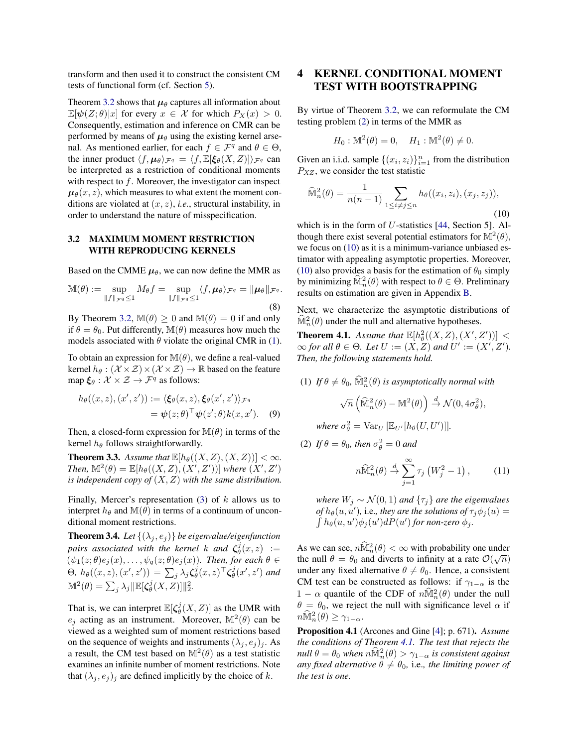transform and then used it to construct the consistent CM tests of functional form (cf. Section 5).

Theorem 3.2 shows that $\boldsymbol{\mu}_\theta$ captures all information about $\mathbb{E}[\boldsymbol{\psi}(Z;\theta)|x]$ for every $x \in \mathcal{X}$ for which $P_X(x) > 0$. Consequently, estimation and inference on CMR can be performed by means of $\boldsymbol{\mu}_\theta$ using the existing kernel arsenal. As mentioned earlier, for each $f \in \mathcal{F}^q$ and $\theta \in \Theta$, the inner product $\langle f, \boldsymbol{\mu}_\theta \rangle_{\mathcal{F}^q} = \langle f, \mathbb{E}[\boldsymbol{\xi}_\theta(X,Z)] \rangle_{\mathcal{F}^q}$ can be interpreted as a restriction of conditional moments with respect to $f$. Moreover, the investigator can inspect $\boldsymbol{\mu}_\theta(x,z)$, which measures to what extent the moment conditions are violated at $(x,z)$, *i.e.*, structural instability, in order to understand the nature of misspecification.

### 3.2 MAXIMUM MOMENT RESTRICTION WITH REPRODUCING KERNELS

Based on the CMME $\boldsymbol{\mu}_\theta$, we can now define the MMR as

$$\mathbb{M}(\theta) := \sup_{\|f\|_{\mathcal{F}^q} \leq 1} M_\theta f = \sup_{\|f\|_{\mathcal{F}^q} \leq 1} \langle f, \boldsymbol{\mu}_\theta \rangle_{\mathcal{F}^q} = \|\boldsymbol{\mu}_\theta\|_{\mathcal{F}^q}. \tag{8}$$

By Theorem 3.2, $\mathbb{M}(\theta) \geq 0$ and $\mathbb{M}(\theta) = 0$ if and only if $\theta = \theta_0$. Put differently, $\mathbb{M}(\theta)$ measures how much the models associated with $\theta$ violate the original CMR in (1).

To obtain an expression for $\mathbb{M}(\theta)$, we define a real-valued kernel $h_\theta : (\mathcal{X} \times \mathcal{Z}) \times (\mathcal{X} \times \mathcal{Z}) \to \mathbb{R}$ based on the feature map $\boldsymbol{\xi}_\theta : \mathcal{X} \times \mathcal{Z} \to \mathcal{F}^q$ as follows:

$$\begin{aligned} h_\theta((x,z),(x',z')) &:= \langle \boldsymbol{\xi}_\theta(x,z), \boldsymbol{\xi}_\theta(x',z') \rangle_{\mathcal{F}^q} \\ &= \boldsymbol{\psi}(z;\theta)^\top \boldsymbol{\psi}(z';\theta) k(x,x'). \end{aligned} \tag{9}$$

Then, a closed-form expression for $\mathbb{M}(\theta)$ in terms of the kernel $h_\theta$ follows straightforwardly.

**Theorem 3.3.** *Assume that $\mathbb{E}[h_\theta((X,Z),(X,Z))] < \infty$. Then, $\mathbb{M}^2(\theta) = \mathbb{E}[h_\theta((X,Z),(X',Z'))]$ where $(X',Z')$ is independent copy of $(X,Z)$ with the same distribution.*

Finally, Mercer's representation (3) of $k$ allows us to interpret $h_\theta$ and $\mathbb{M}(\theta)$ in terms of a continuum of unconditional moment restrictions.

**Theorem 3.4.** *Let $\{(\lambda_j, e_j)\}$ be eigenvalue/eigenfunction pairs associated with the kernel $k$ and $\boldsymbol{\zeta}^j_\theta(x,z) := (\psi_1(z;\theta)e_j(x), \ldots, \psi_q(z;\theta)e_j(x))$. Then, for each $\theta \in \Theta$, $h_\theta((x,z),(x',z')) = \sum_j \lambda_j \boldsymbol{\zeta}^j_\theta(x,z)^\top \boldsymbol{\zeta}^j_\theta(x',z')$ and $\mathbb{M}^2(\theta) = \sum_j \lambda_j \|\mathbb{E}[\boldsymbol{\zeta}^j_\theta(X,Z)]\|_2^2$.*

That is, we can interpret $\mathbb{E}[\boldsymbol{\zeta}^j_\theta(X,Z)]$ as the UMR with $e_j$ acting as an instrument. Moreover, $\mathbb{M}^2(\theta)$ can be viewed as a weighted sum of moment restrictions based on the sequence of weights and instruments $(\lambda_j, e_j)_j$. As a result, the CM test based on $\mathbb{M}^2(\theta)$ as a test statistic examines an infinite number of moment restrictions. Note that $(\lambda_j, e_j)_j$ are defined implicitly by the choice of $k$.

## 4 KERNEL CONDITIONAL MOMENT TEST WITH BOOTSTRAPPING

By virtue of Theorem 3.2, we can reformulate the CM testing problem (2) in terms of the MMR as

$$H_0 : \mathbb{M}^2(\theta) = 0, \quad H_1 : \mathbb{M}^2(\theta) \neq 0.$$

Given an i.i.d. sample $\{(x_i, z_i)\}_{i=1}^n$ from the distribution $P_{XZ}$, we consider the test statistic

$$\widehat{\mathbb{M}}^2_n(\theta) = \frac{1}{n(n-1)} \sum_{1 \leq i \neq j \leq n} h_\theta((x_i,z_i),(x_j,z_j)), \tag{10}$$

which is in the form of $U$-statistics [44, Section 5]. Although there exist several potential estimators for $\mathbb{M}^2(\theta)$, we focus on (10) as it is a minimum-variance unbiased estimator with appealing asymptotic properties. Moreover, (10) also provides a basis for the estimation of $\theta_0$ simply by minimizing $\widehat{\mathbb{M}}^2_n(\theta)$ with respect to $\theta \in \Theta$. Preliminary results on estimation are given in Appendix B.

Next, we characterize the asymptotic distributions of $\widehat{\mathbb{M}}^2_n(\theta)$ under the null and alternative hypotheses.

**Theorem 4.1.** *Assume that $\mathbb{E}[h^2_\theta((X,Z),(X',Z'))] < \infty$ for all $\theta \in \Theta$. Let $U := (X,Z)$ and $U' := (X',Z')$. Then, the following statements hold.*

*(1) If $\theta \neq \theta_0$, $\widehat{\mathbb{M}}^2_n(\theta)$ is asymptotically normal with*

$$\sqrt{n}\left(\widehat{\mathbb{M}}^2_n(\theta) - \mathbb{M}^2(\theta)\right) \xrightarrow{d} \mathcal{N}(0, 4\sigma^2_\theta),$$

*where $\sigma^2_\theta = \mathrm{Var}_U\left[\mathbb{E}_{U'}[h_\theta(U,U')]\right]$.*

*(2) If $\theta = \theta_0$, then $\sigma^2_\theta = 0$ and*

$$n\widehat{\mathbb{M}}^2_n(\theta) \xrightarrow{d} \sum_{j=1}^\infty \tau_j\left(W_j^2 - 1\right), \tag{11}$$

*where $W_j \sim \mathcal{N}(0,1)$ and $\{\tau_j\}$ are the eigenvalues of $h_\theta(u,u')$,* i.e.*, they are the solutions of $\tau_j \phi_j(u) = \int h_\theta(u,u')\phi_j(u')\,dP(u')$ for non-zero $\phi_j$.*

As we can see, $n\widehat{\mathbb{M}}^2_n(\theta) < \infty$ with probability one under the null $\theta = \theta_0$ and diverts to infinity at a rate $\mathcal{O}(\sqrt{n})$ under any fixed alternative $\theta \neq \theta_0$. Hence, a consistent CM test can be constructed as follows: if $\gamma_{1-\alpha}$ is the $1-\alpha$ quantile of the CDF of $n\widehat{\mathbb{M}}^2_n(\theta)$ under the null $\theta = \theta_0$, we reject the null with significance level $\alpha$ if $n\widehat{\mathbb{M}}^2_n(\theta) \geq \gamma_{1-\alpha}$.

**Proposition 4.1** **(Arcones and Gine [4]; p. 671).** *Assume the conditions of Theorem 4.1. The test that rejects the null $\theta = \theta_0$ when $n\widehat{\mathbb{M}}^2_n(\theta) > \gamma_{1-\alpha}$ is consistent against any fixed alternative $\theta \neq \theta_0$,* i.e.*, the limiting power of the test is one.*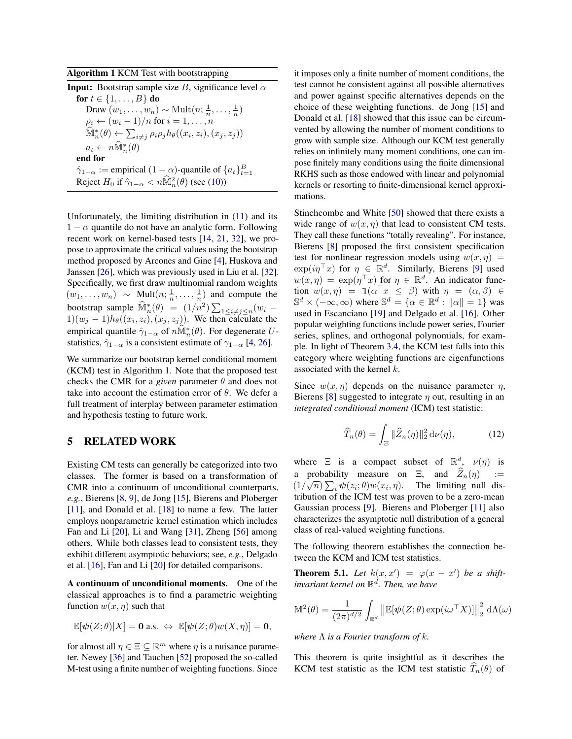**Algorithm 1** KCM Test with bootstrapping

**Input:** Bootstrap sample size $B$, significance level $\alpha$

**for** $t \in \{1, \ldots, B\}$ **do**

  Draw $(w_1, \ldots, w_n) \sim \mathrm{Mult}(n; \frac{1}{n}, \ldots, \frac{1}{n})$

  $\rho_i \leftarrow (w_i - 1)/n$ for $i = 1, \ldots, n$

  $\widehat{\mathbb{M}}^*_n(\theta) \leftarrow \sum_{i \neq j} \rho_i \rho_j h_\theta((x_i, z_i), (x_j, z_j))$

  $a_t \leftarrow n\widehat{\mathbb{M}}^*_n(\theta)$

**end for**

$\hat{\gamma}_{1-\alpha}$ := empirical $(1-\alpha)$-quantile of $\{a_t\}_{t=1}^B$

Reject $H_0$ if $\hat{\gamma}_{1-\alpha} < n\widehat{\mathbb{M}}^2_n(\theta)$ (see (10))

Unfortunately, the limiting distribution in (11) and its $1-\alpha$ quantile do not have an analytic form. Following recent work on kernel-based tests [14, 21, 32], we propose to approximate the critical values using the bootstrap method proposed by Arcones and Gine [4], Huskova and Janssen [26], which was previously used in Liu et al. [32]. Specifically, we first draw multinomial random weights $(w_1, \ldots, w_n) \sim \mathrm{Mult}(n; \frac{1}{n}, \ldots, \frac{1}{n})$ and compute the bootstrap sample $\widehat{\mathbb{M}}^*_n(\theta) = (1/n^2)\sum_{1 \leq i \neq j \leq n}(w_i - 1)(w_j - 1)h_\theta((x_i, z_i), (x_j, z_j))$. We then calculate the empirical quantile $\hat{\gamma}_{1-\alpha}$ of $n\widehat{\mathbb{M}}^*_n(\theta)$. For degenerate $U$-statistics, $\hat{\gamma}_{1-\alpha}$ is a consistent estimate of $\gamma_{1-\alpha}$ [4, 26].

We summarize our bootstrap kernel conditional moment (KCM) test in Algorithm 1. Note that the proposed test checks the CMR for a *given* parameter $\theta$ and does not take into account the estimation error of $\theta$. We defer a full treatment of interplay between parameter estimation and hypothesis testing to future work.

## 5 RELATED WORK

Existing CM tests can generally be categorized into two classes. The former is based on a transformation of CMR into a continuum of unconditional counterparts, *e.g.*, Bierens [8, 9], de Jong [15], Bierens and Ploberger [11], and Donald et al. [18] to name a few. The latter employs nonparametric kernel estimation which includes Fan and Li [20], Li and Wang [31], Zheng [56] among others. While both classes lead to consistent tests, they exhibit different asymptotic behaviors; see, *e.g.*, Delgado et al. [16], Fan and Li [20] for detailed comparisons.

**A continuum of unconditional moments.** One of the classical approaches is to find a parametric weighting function $w(x, \eta)$ such that

$$\mathbb{E}[\boldsymbol{\psi}(Z;\theta)|X] = \mathbf{0} \text{ a.s.} \;\Leftrightarrow\; \mathbb{E}[\boldsymbol{\psi}(Z;\theta)w(X,\eta)] = \mathbf{0},$$

for almost all $\eta \in \Xi \subseteq \mathbb{R}^m$ where $\eta$ is a nuisance parameter. Newey [36] and Tauchen [52] proposed the so-called M-test using a finite number of weighting functions. Since it imposes only a finite number of moment conditions, the test cannot be consistent against all possible alternatives and power against specific alternatives depends on the choice of these weighting functions. de Jong [15] and Donald et al. [18] showed that this issue can be circumvented by allowing the number of moment conditions to grow with sample size. Although our KCM test generally relies on infinitely many moment conditions, one can impose finitely many conditions using the finite dimensional RKHS such as those endowed with linear and polynomial kernels or resorting to finite-dimensional kernel approximations.

Stinchcombe and White [50] showed that there exists a wide range of $w(x, \eta)$ that lead to consistent CM tests. They call these functions "totally revealing". For instance, Bierens [8] proposed the first consistent specification test for nonlinear regression models using $w(x, \eta) = \exp(i\eta^\top x)$ for $\eta \in \mathbb{R}^d$. Similarly, Bierens [9] used $w(x, \eta) = \exp(\eta^\top x)$ for $\eta \in \mathbb{R}^d$. An indicator function $w(x, \eta) = \mathbb{1}(\alpha^\top x \leq \beta)$ with $\eta = (\alpha, \beta) \in \mathbb{S}^d \times (-\infty, \infty)$ where $\mathbb{S}^d = \{\alpha \in \mathbb{R}^d : \|\alpha\| = 1\}$ was used in Escanciano [19] and Delgado et al. [16]. Other popular weighting functions include power series, Fourier series, splines, and orthogonal polynomials, for example. In light of Theorem 3.4, the KCM test falls into this category where weighting functions are eigenfunctions associated with the kernel $k$.

Since $w(x, \eta)$ depends on the nuisance parameter $\eta$, Bierens [8] suggested to integrate $\eta$ out, resulting in an *integrated conditional moment* (ICM) test statistic:

$$\widehat{T}_n(\theta) = \int_\Xi \|\widehat{Z}_n(\eta)\|_2^2 \,\mathrm{d}\nu(\eta), \tag{12}$$

where $\Xi$ is a compact subset of $\mathbb{R}^d$, $\nu(\eta)$ is a probability measure on $\Xi$, and $\widehat{Z}_n(\eta) := (1/\sqrt{n})\sum_i \boldsymbol{\psi}(z_i;\theta)w(x_i,\eta)$. The limiting null distribution of the ICM test was proven to be a zero-mean Gaussian process [9]. Bierens and Ploberger [11] also characterizes the asymptotic null distribution of a general class of real-valued weighting functions.

The following theorem establishes the connection between the KCM and ICM test statistics.

**Theorem 5.1.** *Let $k(x, x') = \varphi(x - x')$ be a shift-invariant kernel on $\mathbb{R}^d$. Then, we have*

$$\mathbb{M}^2(\theta) = \frac{1}{(2\pi)^{d/2}} \int_{\mathbb{R}^d} \left\|\mathbb{E}[\boldsymbol{\psi}(Z;\theta)\exp(i\omega^\top X)]\right\|_2^2 \,\mathrm{d}\Lambda(\omega)$$

*where $\Lambda$ is a Fourier transform of $k$.*

This theorem is quite insightful as it describes the KCM test statistic as the ICM test statistic $\widehat{T}_n(\theta)$ of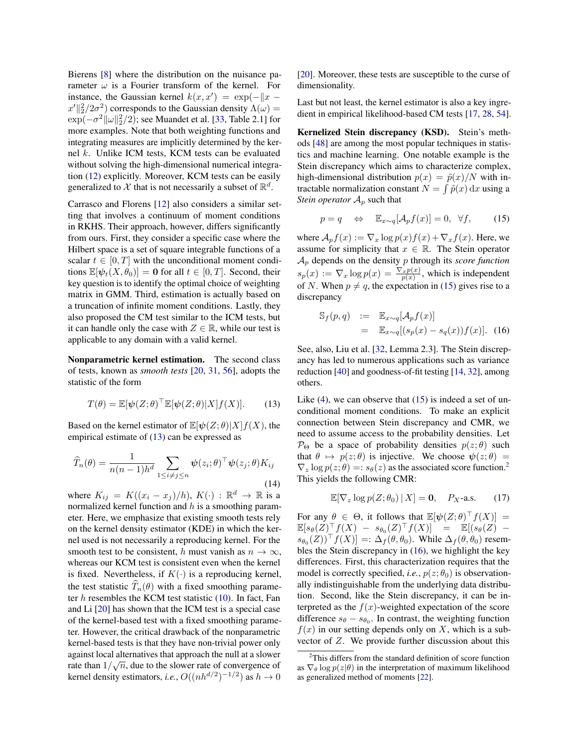Bierens [8] where the distribution on the nuisance parameter $\omega$ is a Fourier transform of the kernel. For instance, the Gaussian kernel $k(x,x') = \exp(-\|x - x'\|_2^2/2\sigma^2)$ corresponds to the Gaussian density $\Lambda(\omega) = \exp(-\sigma^2\|\omega\|_2^2/2)$; see Muandet et al. [33, Table 2.1] for more examples. Note that both weighting functions and integrating measures are implicitly determined by the kernel $k$. Unlike ICM tests, KCM tests can be evaluated without solving the high-dimensional numerical integration (12) explicitly. Moreover, KCM tests can be easily generalized to $\mathcal{X}$ that is not necessarily a subset of $\mathbb{R}^d$.

Carrasco and Florens [12] also considers a similar setting that involves a continuum of moment conditions in RKHS. Their approach, however, differs significantly from ours. First, they consider a specific case where the Hilbert space is a set of square integrable functions of a scalar $t \in [0,T]$ with the unconditional moment conditions $\mathbb{E}[\boldsymbol{\psi}_t(X,\theta_0)] = \mathbf{0}$ for all $t \in [0,T]$. Second, their key question is to identify the optimal choice of weighting matrix in GMM. Third, estimation is actually based on a truncation of infinite moment conditions. Lastly, they also proposed the CM test similar to the ICM tests, but it can handle only the case with $Z \in \mathbb{R}$, while our test is applicable to any domain with a valid kernel.

**Nonparametric kernel estimation.** The second class of tests, known as *smooth tests* [20, 31, 56], adopts the statistic of the form

$$T(\theta) = \mathbb{E}[\boldsymbol{\psi}(Z;\theta)^\top \mathbb{E}[\boldsymbol{\psi}(Z;\theta)|X] f(X)]. \tag{13}$$

Based on the kernel estimator of $\mathbb{E}[\boldsymbol{\psi}(Z;\theta)|X]f(X)$, the empirical estimate of (13) can be expressed as

$$\widehat{T}_n(\theta) = \frac{1}{n(n-1)h^d} \sum_{1 \le i \neq j \le n} \boldsymbol{\psi}(z_i;\theta)^\top \boldsymbol{\psi}(z_j;\theta) K_{ij} \tag{14}$$

where $K_{ij} = K((x_i - x_j)/h)$, $K(\cdot) : \mathbb{R}^d \to \mathbb{R}$ is a normalized kernel function and $h$ is a smoothing parameter. Here, we emphasize that existing smooth tests rely on the kernel density estimator (KDE) in which the kernel used is not necessarily a reproducing kernel. For the smooth test to be consistent, $h$ must vanish as $n \to \infty$, whereas our KCM test is consistent even when the kernel is fixed. Nevertheless, if $K(\cdot)$ is a reproducing kernel, the test statistic $\widehat{T}_n(\theta)$ with a fixed smoothing parameter $h$ resembles the KCM test statistic (10). In fact, Fan and Li [20] has shown that the ICM test is a special case of the kernel-based test with a fixed smoothing parameter. However, the critical drawback of the nonparametric kernel-based tests is that they have non-trivial power only against local alternatives that approach the null at a slower rate than $1/\sqrt{n}$, due to the slower rate of convergence of kernel density estimators, *i.e.*, $O((nh^{d/2})^{-1/2})$ as $h \to 0$ [20]. Moreover, these tests are susceptible to the curse of dimensionality.

Last but not least, the kernel estimator is also a key ingredient in empirical likelihood-based CM tests [17, 28, 54].

**Kernelized Stein discrepancy (KSD).** Stein's methods [48] are among the most popular techniques in statistics and machine learning. One notable example is the Stein discrepancy which aims to characterize complex, high-dimensional distribution $p(x) = \tilde{p}(x)/N$ with intractable normalization constant $N = \int \tilde{p}(x)\,\mathrm{d}x$ using a *Stein operator* $\mathcal{A}_p$ such that

$$p = q \quad \Leftrightarrow \quad \mathbb{E}_{x\sim q}[\mathcal{A}_p f(x)] = 0, \quad \forall f, \tag{15}$$

where $\mathcal{A}_p f(x) := \nabla_x \log p(x) f(x) + \nabla_x f(x)$. Here, we assume for simplicity that $x \in \mathbb{R}$. The Stein operator $\mathcal{A}_p$ depends on the density $p$ through its *score function* $s_p(x) := \nabla_x \log p(x) = \frac{\nabla_x p(x)}{p(x)}$, which is independent of $N$. When $p \neq q$, the expectation in (15) gives rise to a discrepancy

$$\begin{aligned} \mathbb{S}_f(p,q) &:= \mathbb{E}_{x\sim q}[\mathcal{A}_p f(x)] \\ &= \mathbb{E}_{x\sim q}[(s_p(x) - s_q(x))f(x)]. \end{aligned} \tag{16}$$

See, also, Liu et al. [32, Lemma 2.3]. The Stein discrepancy has led to numerous applications such as variance reduction [40] and goodness-of-fit testing [14, 32], among others.

Like (4), we can observe that (15) is indeed a set of unconditional moment conditions. To make an explicit connection between Stein discrepancy and CMR, we need to assume access to the probability densities. Let $\mathcal{P}_\Theta$ be a space of probability densities $p(z;\theta)$ such that $\theta \mapsto p(z;\theta)$ is injective. We choose $\boldsymbol{\psi}(z;\theta) = \nabla_z \log p(z;\theta) =: s_\theta(z)$ as the associated score function.[2] This yields the following CMR:

$$\mathbb{E}[\nabla_z \log p(Z;\theta_0)\,|\,X] = \mathbf{0}, \quad P_X\text{-a.s.} \tag{17}$$

For any $\theta \in \Theta$, it follows that $\mathbb{E}[\boldsymbol{\psi}(Z;\theta)^\top f(X)] = \mathbb{E}[s_\theta(Z)^\top f(X) - s_{\theta_0}(Z)^\top f(X)] = \mathbb{E}[(s_\theta(Z) - s_{\theta_0}(Z))^\top f(X)] =: \Delta_f(\theta,\theta_0)$. While $\Delta_f(\theta,\theta_0)$ resembles the Stein discrepancy in (16), we highlight the key differences. First, this characterization requires that the model is correctly specified, *i.e.*, $p(z;\theta_0)$ is observationally indistinguishable from the underlying data distribution. Second, like the Stein discrepancy, it can be interpreted as the $f(x)$-weighted expectation of the score difference $s_\theta - s_{\theta_0}$. In contrast, the weighting function $f(x)$ in our setting depends only on $X$, which is a subvector of $Z$. We provide further discussion about this

[2] This differs from the standard definition of score function as $\nabla_\theta \log p(z|\theta)$ in the interpretation of maximum likelihood as generalized method of moments [22].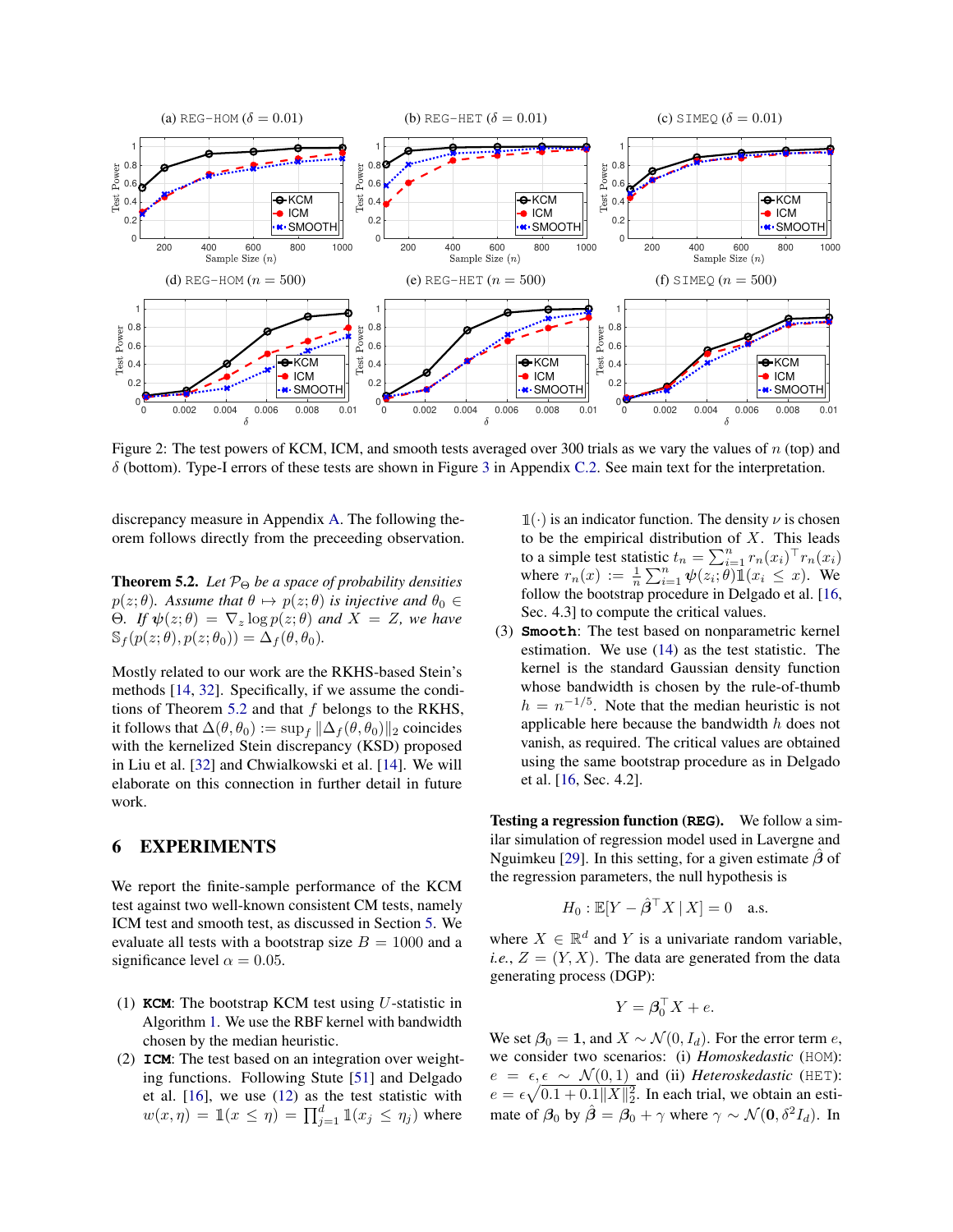Figure 2: The test powers of KCM, ICM, and smooth tests averaged over 300 trials as we vary the values of $n$ (top) and $\delta$ (bottom). Type-I errors of these tests are shown in Figure 3 in Appendix C.2. See main text for the interpretation.

discrepancy measure in Appendix A. The following theorem follows directly from the preceeding observation.

**Theorem 5.2.** *Let $\mathcal{P}_\Theta$ be a space of probability densities $p(z;\theta)$. Assume that $\theta \mapsto p(z;\theta)$ is injective and $\theta_0 \in \Theta$. If $\psi(z;\theta) = \nabla_z \log p(z;\theta)$ and $X = Z$, we have $\mathbb{S}_f(p(z;\theta), p(z;\theta_0)) = \Delta_f(\theta, \theta_0)$.*

Mostly related to our work are the RKHS-based Stein's methods [14, 32]. Specifically, if we assume the conditions of Theorem 5.2 and that $f$ belongs to the RKHS, it follows that $\Delta(\theta, \theta_0) := \sup_f \|\Delta_f(\theta, \theta_0)\|_2$ coincides with the kernelized Stein discrepancy (KSD) proposed in Liu et al. [32] and Chwialkowski et al. [14]. We will elaborate on this connection in further detail in future work.

## 6 EXPERIMENTS

We report the finite-sample performance of the KCM test against two well-known consistent CM tests, namely ICM test and smooth test, as discussed in Section 5. We evaluate all tests with a bootstrap size $B = 1000$ and a significance level $\alpha = 0.05$.

(1) **`KCM`**: The bootstrap KCM test using $U$-statistic in Algorithm 1. We use the RBF kernel with bandwidth chosen by the median heuristic.

(2) **`ICM`**: The test based on an integration over weighting functions. Following Stute [51] and Delgado et al. [16], we use (12) as the test statistic with $w(x, \eta) = \mathbb{1}(x \leq \eta) = \prod_{j=1}^d \mathbb{1}(x_j \leq \eta_j)$ where $\mathbb{1}(\cdot)$ is an indicator function. The density $\nu$ is chosen to be the empirical distribution of $X$. This leads to a simple test statistic $t_n = \sum_{i=1}^n r_n(x_i)^\top r_n(x_i)$ where $r_n(x) := \frac{1}{n}\sum_{i=1}^n \psi(z_i;\theta)\mathbb{1}(x_i \leq x)$. We follow the bootstrap procedure in Delgado et al. [16, Sec. 4.3] to compute the critical values.

(3) **`Smooth`**: The test based on nonparametric kernel estimation. We use (14) as the test statistic. The kernel is the standard Gaussian density function whose bandwidth is chosen by the rule-of-thumb $h = n^{-1/5}$. Note that the median heuristic is not applicable here because the bandwidth $h$ does not vanish, as required. The critical values are obtained using the same bootstrap procedure as in Delgado et al. [16, Sec. 4.2].

**Testing a regression function (`REG`).** We follow a similar simulation of regression model used in Lavergne and Nguimkeu [29]. In this setting, for a given estimate $\hat{\boldsymbol{\beta}}$ of the regression parameters, the null hypothesis is

$$H_0 : \mathbb{E}[Y - \hat{\boldsymbol{\beta}}^\top X \mid X] = 0 \quad \text{a.s.}$$

where $X \in \mathbb{R}^d$ and $Y$ is a univariate random variable, *i.e.*, $Z = (Y, X)$. The data are generated from the data generating process (DGP):

$$Y = \boldsymbol{\beta}_0^\top X + e.$$

We set $\boldsymbol{\beta}_0 = \mathbf{1}$, and $X \sim \mathcal{N}(0, I_d)$. For the error term $e$, we consider two scenarios: (i) *Homoskedastic* (`HOM`): $e = \epsilon, \epsilon \sim \mathcal{N}(0, 1)$ and (ii) *Heteroskedastic* (`HET`): $e = \epsilon\sqrt{0.1 + 0.1\|X\|_2^2}$. In each trial, we obtain an estimate of $\boldsymbol{\beta}_0$ by $\hat{\boldsymbol{\beta}} = \boldsymbol{\beta}_0 + \gamma$ where $\gamma \sim \mathcal{N}(\mathbf{0}, \delta^2 I_d)$. In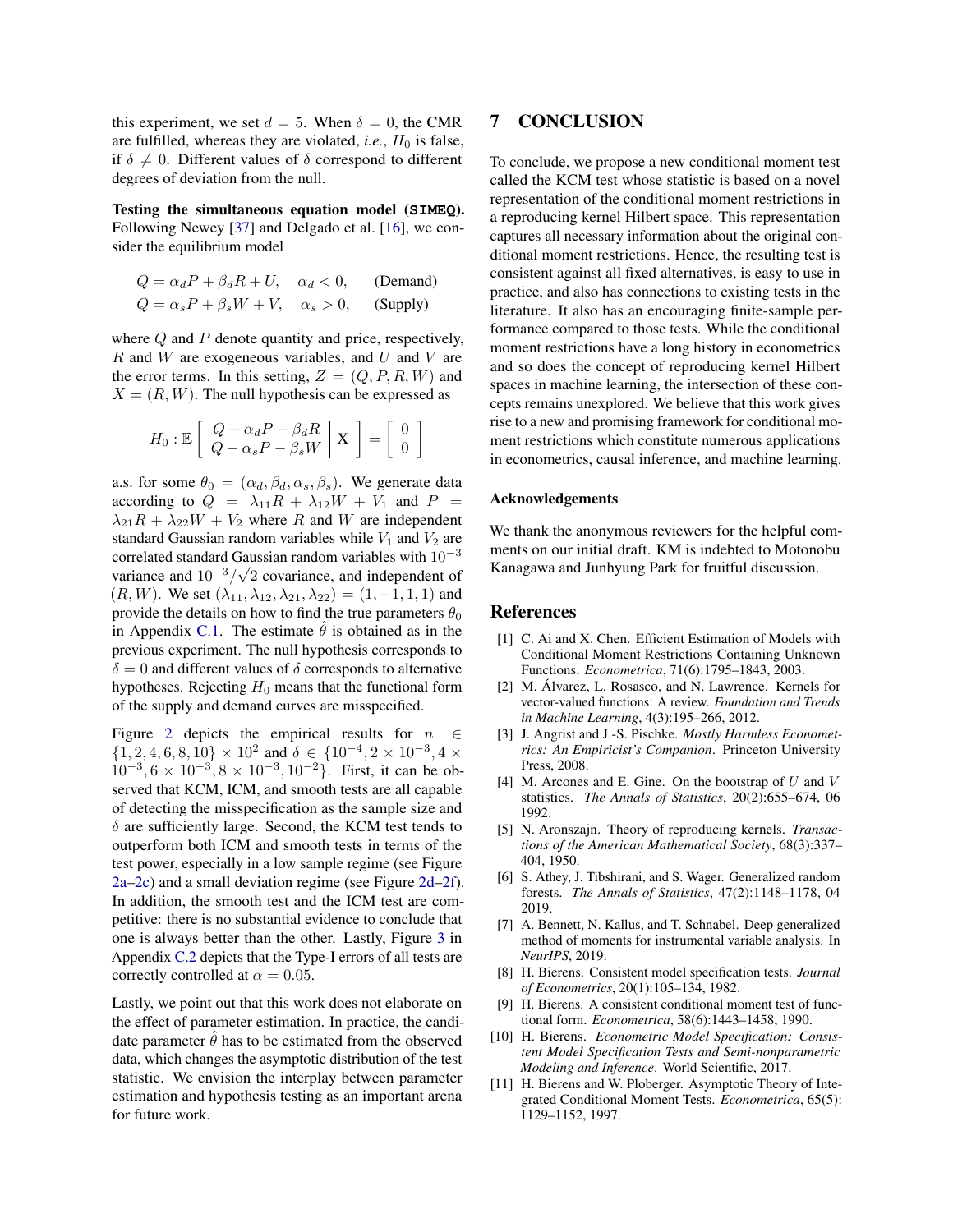this experiment, we set $d = 5$. When $\delta = 0$, the CMR are fulfilled, whereas they are violated, *i.e.*, $H_0$ is false, if $\delta \neq 0$. Different values of $\delta$ correspond to different degrees of deviation from the null.

**Testing the simultaneous equation model (SIMEQ).** Following Newey [37] and Delgado et al. [16], we consider the equilibrium model

$$
\begin{aligned}
Q &= \alpha_d P + \beta_d R + U, \quad \alpha_d < 0, \qquad \text{(Demand)} \\
Q &= \alpha_s P + \beta_s W + V, \quad \alpha_s > 0, \qquad \text{(Supply)}
\end{aligned}
$$

where $Q$ and $P$ denote quantity and price, respectively, $R$ and $W$ are exogeneous variables, and $U$ and $V$ are the error terms. In this setting, $Z = (Q, P, R, W)$ and $X = (R, W)$. The null hypothesis can be expressed as

$$
H_0 : \mathbb{E}\left[ \begin{array}{c} Q - \alpha_d P - \beta_d R \\ Q - \alpha_s P - \beta_s W \end{array} \middle| \, \mathrm{X} \right] = \left[ \begin{array}{c} 0 \\ 0 \end{array} \right]
$$

a.s. for some $\theta_0 = (\alpha_d, \beta_d, \alpha_s, \beta_s)$. We generate data according to $Q = \lambda_{11} R + \lambda_{12} W + V_1$ and $P = \lambda_{21} R + \lambda_{22} W + V_2$ where $R$ and $W$ are independent standard Gaussian random variables while $V_1$ and $V_2$ are correlated standard Gaussian random variables with $10^{-3}$ variance and $10^{-3}/\sqrt{2}$ covariance, and independent of $(R, W)$. We set $(\lambda_{11}, \lambda_{12}, \lambda_{21}, \lambda_{22}) = (1, -1, 1, 1)$ and provide the details on how to find the true parameters $\theta_0$ in Appendix C.1. The estimate $\hat{\theta}$ is obtained as in the previous experiment. The null hypothesis corresponds to $\delta = 0$ and different values of $\delta$ corresponds to alternative hypotheses. Rejecting $H_0$ means that the functional form of the supply and demand curves are misspecified.

Figure 2 depicts the empirical results for $n \in \{1, 2, 4, 6, 8, 10\} \times 10^2$ and $\delta \in \{10^{-4}, 2 \times 10^{-3}, 4 \times 10^{-3}, 6 \times 10^{-3}, 8 \times 10^{-3}, 10^{-2}\}$. First, it can be observed that KCM, ICM, and smooth tests are all capable of detecting the misspecification as the sample size and $\delta$ are sufficiently large. Second, the KCM test tends to outperform both ICM and smooth tests in terms of the test power, especially in a low sample regime (see Figure 2a–2c) and a small deviation regime (see Figure 2d–2f). In addition, the smooth test and the ICM test are competitive: there is no substantial evidence to conclude that one is always better than the other. Lastly, Figure 3 in Appendix C.2 depicts that the Type-I errors of all tests are correctly controlled at $\alpha = 0.05$.

Lastly, we point out that this work does not elaborate on the effect of parameter estimation. In practice, the candidate parameter $\hat{\theta}$ has to be estimated from the observed data, which changes the asymptotic distribution of the test statistic. We envision the interplay between parameter estimation and hypothesis testing as an important arena for future work.

# 7 CONCLUSION

To conclude, we propose a new conditional moment test called the KCM test whose statistic is based on a novel representation of the conditional moment restrictions in a reproducing kernel Hilbert space. This representation captures all necessary information about the original conditional moment restrictions. Hence, the resulting test is consistent against all fixed alternatives, is easy to use in practice, and also has connections to existing tests in the literature. It also has an encouraging finite-sample performance compared to those tests. While the conditional moment restrictions have a long history in econometrics and so does the concept of reproducing kernel Hilbert spaces in machine learning, the intersection of these concepts remains unexplored. We believe that this work gives rise to a new and promising framework for conditional moment restrictions which constitute numerous applications in econometrics, causal inference, and machine learning.

### Acknowledgements

We thank the anonymous reviewers for the helpful comments on our initial draft. KM is indebted to Motonobu Kanagawa and Junhyung Park for fruitful discussion.

## References

[1] C. Ai and X. Chen. Efficient Estimation of Models with Conditional Moment Restrictions Containing Unknown Functions. *Econometrica*, 71(6):1795–1843, 2003.

[2] M. Álvarez, L. Rosasco, and N. Lawrence. Kernels for vector-valued functions: A review. *Foundation and Trends in Machine Learning*, 4(3):195–266, 2012.

[3] J. Angrist and J.-S. Pischke. *Mostly Harmless Econometrics: An Empiricist's Companion*. Princeton University Press, 2008.

[4] M. Arcones and E. Gine. On the bootstrap of $U$ and $V$ statistics. *The Annals of Statistics*, 20(2):655–674, 06 1992.

[5] N. Aronszajn. Theory of reproducing kernels. *Transactions of the American Mathematical Society*, 68(3):337–404, 1950.

[6] S. Athey, J. Tibshirani, and S. Wager. Generalized random forests. *The Annals of Statistics*, 47(2):1148–1178, 04 2019.

[7] A. Bennett, N. Kallus, and T. Schnabel. Deep generalized method of moments for instrumental variable analysis. In *NeurIPS*, 2019.

[8] H. Bierens. Consistent model specification tests. *Journal of Econometrics*, 20(1):105–134, 1982.

[9] H. Bierens. A consistent conditional moment test of functional form. *Econometrica*, 58(6):1443–1458, 1990.

[10] H. Bierens. *Econometric Model Specification: Consistent Model Specification Tests and Semi-nonparametric Modeling and Inference*. World Scientific, 2017.

[11] H. Bierens and W. Ploberger. Asymptotic Theory of Integrated Conditional Moment Tests. *Econometrica*, 65(5): 1129–1152, 1997.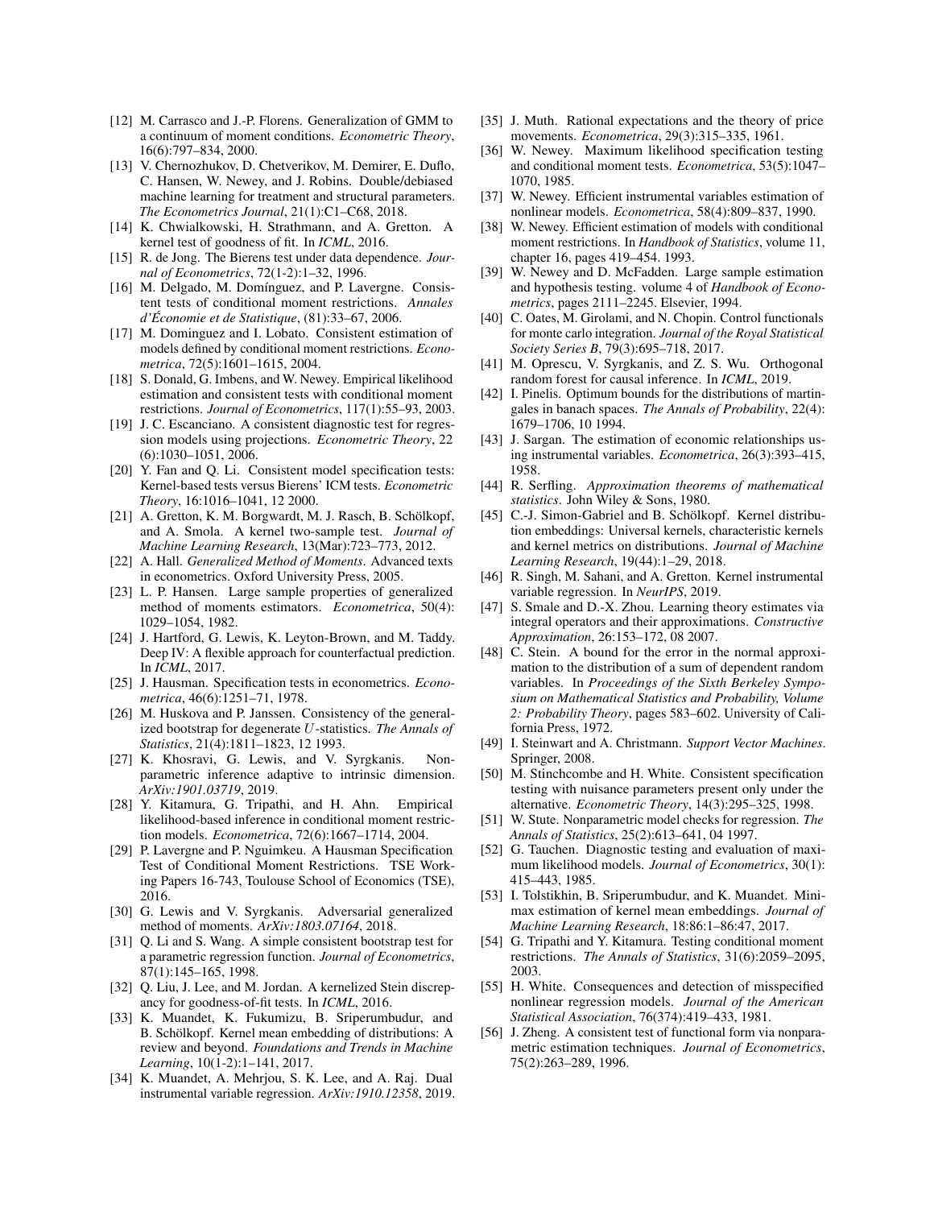[12] M. Carrasco and J.-P. Florens. Generalization of GMM to a continuum of moment conditions. *Econometric Theory*, 16(6):797–834, 2000.

[13] V. Chernozhukov, D. Chetverikov, M. Demirer, E. Duflo, C. Hansen, W. Newey, and J. Robins. Double/debiased machine learning for treatment and structural parameters. *The Econometrics Journal*, 21(1):C1–C68, 2018.

[14] K. Chwialkowski, H. Strathmann, and A. Gretton. A kernel test of goodness of fit. In *ICML*, 2016.

[15] R. de Jong. The Bierens test under data dependence. *Journal of Econometrics*, 72(1-2):1–32, 1996.

[16] M. Delgado, M. Domínguez, and P. Lavergne. Consistent tests of conditional moment restrictions. *Annales d'Économie et de Statistique*, (81):33–67, 2006.

[17] M. Dominguez and I. Lobato. Consistent estimation of models defined by conditional moment restrictions. *Econometrica*, 72(5):1601–1615, 2004.

[18] S. Donald, G. Imbens, and W. Newey. Empirical likelihood estimation and consistent tests with conditional moment restrictions. *Journal of Econometrics*, 117(1):55–93, 2003.

[19] J. C. Escanciano. A consistent diagnostic test for regression models using projections. *Econometric Theory*, 22 (6):1030–1051, 2006.

[20] Y. Fan and Q. Li. Consistent model specification tests: Kernel-based tests versus Bierens' ICM tests. *Econometric Theory*, 16:1016–1041, 12 2000.

[21] A. Gretton, K. M. Borgwardt, M. J. Rasch, B. Schölkopf, and A. Smola. A kernel two-sample test. *Journal of Machine Learning Research*, 13(Mar):723–773, 2012.

[22] A. Hall. *Generalized Method of Moments*. Advanced texts in econometrics. Oxford University Press, 2005.

[23] L. P. Hansen. Large sample properties of generalized method of moments estimators. *Econometrica*, 50(4): 1029–1054, 1982.

[24] J. Hartford, G. Lewis, K. Leyton-Brown, and M. Taddy. Deep IV: A flexible approach for counterfactual prediction. In *ICML*, 2017.

[25] J. Hausman. Specification tests in econometrics. *Econometrica*, 46(6):1251–71, 1978.

[26] M. Huskova and P. Janssen. Consistency of the generalized bootstrap for degenerate $U$-statistics. *The Annals of Statistics*, 21(4):1811–1823, 12 1993.

[27] K. Khosravi, G. Lewis, and V. Syrgkanis. Nonparametric inference adaptive to intrinsic dimension. *ArXiv:1901.03719*, 2019.

[28] Y. Kitamura, G. Tripathi, and H. Ahn. Empirical likelihood-based inference in conditional moment restriction models. *Econometrica*, 72(6):1667–1714, 2004.

[29] P. Lavergne and P. Nguimkeu. A Hausman Specification Test of Conditional Moment Restrictions. TSE Working Papers 16-743, Toulouse School of Economics (TSE), 2016.

[30] G. Lewis and V. Syrgkanis. Adversarial generalized method of moments. *ArXiv:1803.07164*, 2018.

[31] Q. Li and S. Wang. A simple consistent bootstrap test for a parametric regression function. *Journal of Econometrics*, 87(1):145–165, 1998.

[32] Q. Liu, J. Lee, and M. Jordan. A kernelized Stein discrepancy for goodness-of-fit tests. In *ICML*, 2016.

[33] K. Muandet, K. Fukumizu, B. Sriperumbudur, and B. Schölkopf. Kernel mean embedding of distributions: A review and beyond. *Foundations and Trends in Machine Learning*, 10(1-2):1–141, 2017.

[34] K. Muandet, A. Mehrjou, S. K. Lee, and A. Raj. Dual instrumental variable regression. *ArXiv:1910.12358*, 2019.

[35] J. Muth. Rational expectations and the theory of price movements. *Econometrica*, 29(3):315–335, 1961.

[36] W. Newey. Maximum likelihood specification testing and conditional moment tests. *Econometrica*, 53(5):1047–1070, 1985.

[37] W. Newey. Efficient instrumental variables estimation of nonlinear models. *Econometrica*, 58(4):809–837, 1990.

[38] W. Newey. Efficient estimation of models with conditional moment restrictions. In *Handbook of Statistics*, volume 11, chapter 16, pages 419–454. 1993.

[39] W. Newey and D. McFadden. Large sample estimation and hypothesis testing. volume 4 of *Handbook of Econometrics*, pages 2111–2245. Elsevier, 1994.

[40] C. Oates, M. Girolami, and N. Chopin. Control functionals for monte carlo integration. *Journal of the Royal Statistical Society Series B*, 79(3):695–718, 2017.

[41] M. Oprescu, V. Syrgkanis, and Z. S. Wu. Orthogonal random forest for causal inference. In *ICML*, 2019.

[42] I. Pinelis. Optimum bounds for the distributions of martingales in banach spaces. *The Annals of Probability*, 22(4): 1679–1706, 10 1994.

[43] J. Sargan. The estimation of economic relationships using instrumental variables. *Econometrica*, 26(3):393–415, 1958.

[44] R. Serfling. *Approximation theorems of mathematical statistics*. John Wiley & Sons, 1980.

[45] C.-J. Simon-Gabriel and B. Schölkopf. Kernel distribution embeddings: Universal kernels, characteristic kernels and kernel metrics on distributions. *Journal of Machine Learning Research*, 19(44):1–29, 2018.

[46] R. Singh, M. Sahani, and A. Gretton. Kernel instrumental variable regression. In *NeurIPS*, 2019.

[47] S. Smale and D.-X. Zhou. Learning theory estimates via integral operators and their approximations. *Constructive Approximation*, 26:153–172, 08 2007.

[48] C. Stein. A bound for the error in the normal approximation to the distribution of a sum of dependent random variables. In *Proceedings of the Sixth Berkeley Symposium on Mathematical Statistics and Probability, Volume 2: Probability Theory*, pages 583–602. University of California Press, 1972.

[49] I. Steinwart and A. Christmann. *Support Vector Machines*. Springer, 2008.

[50] M. Stinchcombe and H. White. Consistent specification testing with nuisance parameters present only under the alternative. *Econometric Theory*, 14(3):295–325, 1998.

[51] W. Stute. Nonparametric model checks for regression. *The Annals of Statistics*, 25(2):613–641, 04 1997.

[52] G. Tauchen. Diagnostic testing and evaluation of maximum likelihood models. *Journal of Econometrics*, 30(1): 415–443, 1985.

[53] I. Tolstikhin, B. Sriperumbudur, and K. Muandet. Minimax estimation of kernel mean embeddings. *Journal of Machine Learning Research*, 18:86:1–86:47, 2017.

[54] G. Tripathi and Y. Kitamura. Testing conditional moment restrictions. *The Annals of Statistics*, 31(6):2059–2095, 2003.

[55] H. White. Consequences and detection of misspecified nonlinear regression models. *Journal of the American Statistical Association*, 76(374):419–433, 1981.

[56] J. Zheng. A consistent test of functional form via nonparametric estimation techniques. *Journal of Econometrics*, 75(2):263–289, 1996.